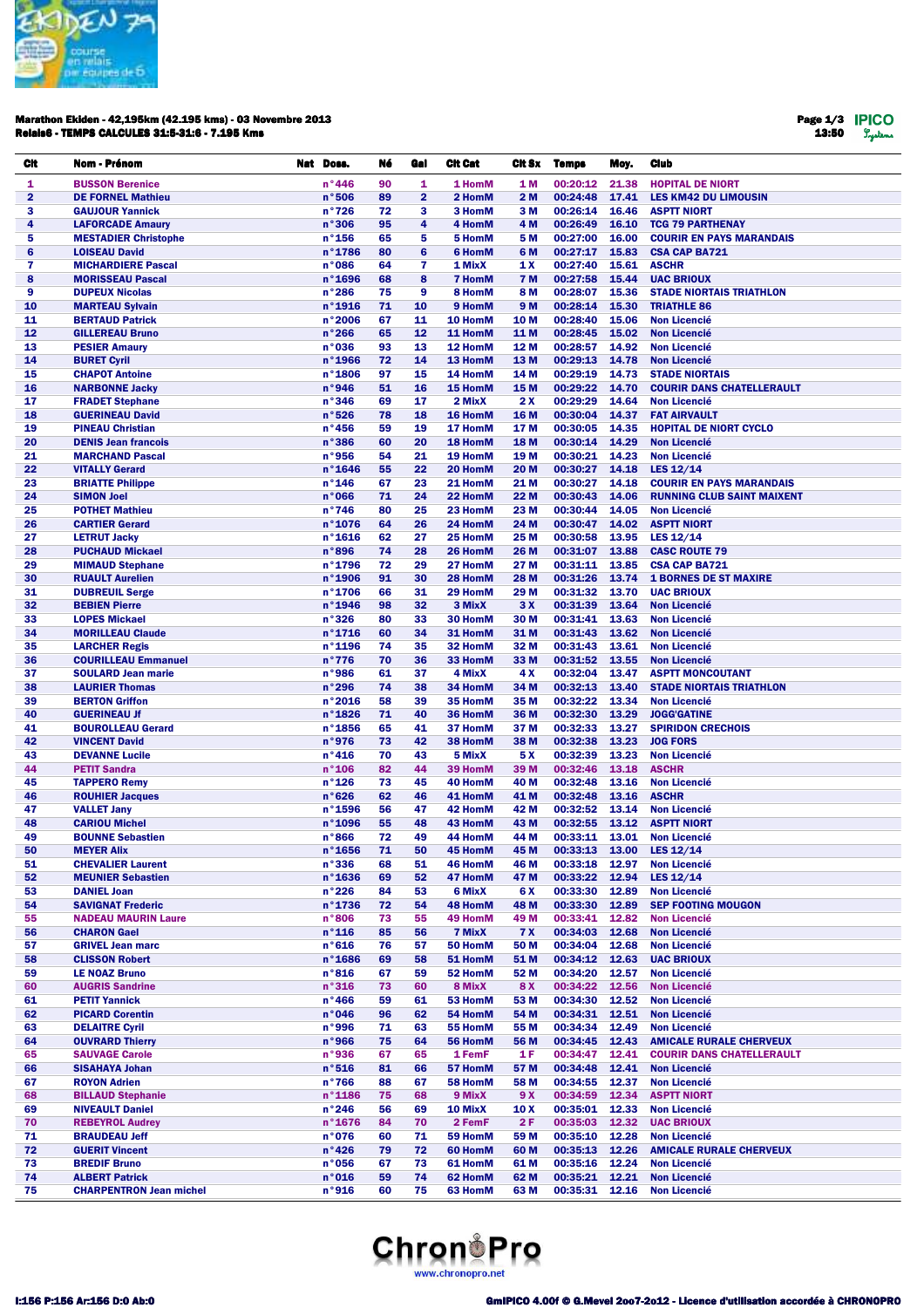**Marathon Ekiden - 42,195km (42.195 kms) - 03 Novembre 2013**
**Relais6 - TEMPS CALCULES 31:5-31:6 - 7.195 Kms**

Page 1/3
13:50

| Clt | Nom - Prénom | Nat | Doss. | Né | Gal | Clt Cat | Clt Sx | Temps | Moy. | Club |
|---|---|---|---|---|---|---|---|---|---|---|
| 1 | BUSSON Berenice | | n°446 | 90 | 1 | 1 HomM | 1 M | 00:20:12 | 21.38 | HOPITAL DE NIORT |
| 2 | DE FORNEL Mathieu | | n°506 | 89 | 2 | 2 HomM | 2 M | 00:24:48 | 17.41 | LES KM42 DU LIMOUSIN |
| 3 | GAUJOUR Yannick | | n°726 | 72 | 3 | 3 HomM | 3 M | 00:26:14 | 16.46 | ASPTT NIORT |
| 4 | LAFORCADE Amaury | | n°306 | 95 | 4 | 4 HomM | 4 M | 00:26:49 | 16.10 | TCG 79 PARTHENAY |
| 5 | MESTADIER Christophe | | n°156 | 65 | 5 | 5 HomM | 5 M | 00:27:00 | 16.00 | COURIR EN PAYS MARANDAIS |
| 6 | LOISEAU David | | n°1786 | 80 | 6 | 6 HomM | 6 M | 00:27:17 | 15.83 | CSA CAP BA721 |
| 7 | MICHARDIERE Pascal | | n°086 | 64 | 7 | 1 MixX | 1 X | 00:27:40 | 15.61 | ASCHR |
| 8 | MORISSEAU Pascal | | n°1696 | 68 | 8 | 7 HomM | 7 M | 00:27:58 | 15.44 | UAC BRIOUX |
| 9 | DUPEUX Nicolas | | n°286 | 75 | 9 | 8 HomM | 8 M | 00:28:07 | 15.36 | STADE NIORTAIS TRIATHLON |
| 10 | MARTEAU Sylvain | | n°1916 | 71 | 10 | 9 HomM | 9 M | 00:28:14 | 15.30 | TRIATHLE 86 |
| 11 | BERTAUD Patrick | | n°2006 | 67 | 11 | 10 HomM | 10 M | 00:28:40 | 15.06 | Non Licencié |
| 12 | GILLEREAU Bruno | | n°266 | 65 | 12 | 11 HomM | 11 M | 00:28:45 | 15.02 | Non Licencié |
| 13 | PESIER Amaury | | n°036 | 93 | 13 | 12 HomM | 12 M | 00:28:57 | 14.92 | Non Licencié |
| 14 | BURET Cyril | | n°1966 | 72 | 14 | 13 HomM | 13 M | 00:29:13 | 14.78 | Non Licencié |
| 15 | CHAPOT Antoine | | n°1806 | 97 | 15 | 14 HomM | 14 M | 00:29:19 | 14.73 | STADE NIORTAIS |
| 16 | NARBONNE Jacky | | n°946 | 51 | 16 | 15 HomM | 15 M | 00:29:22 | 14.70 | COURIR DANS CHATELLERAULT |
| 17 | FRADET Stephane | | n°346 | 69 | 17 | 2 MixX | 2 X | 00:29:29 | 14.64 | Non Licencié |
| 18 | GUERINEAU David | | n°526 | 78 | 18 | 16 HomM | 16 M | 00:30:04 | 14.37 | FAT AIRVAULT |
| 19 | PINEAU Christian | | n°456 | 59 | 19 | 17 HomM | 17 M | 00:30:05 | 14.35 | HOPITAL DE NIORT CYCLO |
| 20 | DENIS Jean francois | | n°386 | 60 | 20 | 18 HomM | 18 M | 00:30:14 | 14.29 | Non Licencié |
| 21 | MARCHAND Pascal | | n°956 | 54 | 21 | 19 HomM | 19 M | 00:30:21 | 14.23 | Non Licencié |
| 22 | VITALLY Gerard | | n°1646 | 55 | 22 | 20 HomM | 20 M | 00:30:27 | 14.18 | LES 12/14 |
| 23 | BRIATTE Philippe | | n°146 | 67 | 23 | 21 HomM | 21 M | 00:30:27 | 14.18 | COURIR EN PAYS MARANDAIS |
| 24 | SIMON Joel | | n°066 | 71 | 24 | 22 HomM | 22 M | 00:30:43 | 14.06 | RUNNING CLUB SAINT MAIXENT |
| 25 | POTHET Mathieu | | n°746 | 80 | 25 | 23 HomM | 23 M | 00:30:44 | 14.05 | Non Licencié |
| 26 | CARTIER Gerard | | n°1076 | 64 | 26 | 24 HomM | 24 M | 00:30:47 | 14.02 | ASPTT NIORT |
| 27 | LETRUT Jacky | | n°1616 | 62 | 27 | 25 HomM | 25 M | 00:30:58 | 13.95 | LES 12/14 |
| 28 | PUCHAUD Mickael | | n°896 | 74 | 28 | 26 HomM | 26 M | 00:31:07 | 13.88 | CASC ROUTE 79 |
| 29 | MIMAUD Stephane | | n°1796 | 72 | 29 | 27 HomM | 27 M | 00:31:11 | 13.85 | CSA CAP BA721 |
| 30 | RUAULT Aurelien | | n°1906 | 91 | 30 | 28 HomM | 28 M | 00:31:26 | 13.74 | 1 BORNES DE ST MAXIRE |
| 31 | DUBREUIL Serge | | n°1706 | 66 | 31 | 29 HomM | 29 M | 00:31:32 | 13.70 | UAC BRIOUX |
| 32 | BEBIEN Pierre | | n°1946 | 98 | 32 | 3 MixX | 3 X | 00:31:39 | 13.64 | Non Licencié |
| 33 | LOPES Mickael | | n°326 | 80 | 33 | 30 HomM | 30 M | 00:31:41 | 13.63 | Non Licencié |
| 34 | MORILLEAU Claude | | n°1716 | 60 | 34 | 31 HomM | 31 M | 00:31:43 | 13.62 | Non Licencié |
| 35 | LARCHER Regis | | n°1196 | 74 | 35 | 32 HomM | 32 M | 00:31:43 | 13.61 | Non Licencié |
| 36 | COURILLEAU Emmanuel | | n°776 | 70 | 36 | 33 HomM | 33 M | 00:31:52 | 13.55 | Non Licencié |
| 37 | SOULARD Jean marie | | n°986 | 61 | 37 | 4 MixX | 4 X | 00:32:04 | 13.47 | ASPTT MONCOUTANT |
| 38 | LAURIER Thomas | | n°296 | 74 | 38 | 34 HomM | 34 M | 00:32:13 | 13.40 | STADE NIORTAIS TRIATHLON |
| 39 | BERTON Griffon | | n°2016 | 58 | 39 | 35 HomM | 35 M | 00:32:22 | 13.34 | Non Licencié |
| 40 | GUERINEAU Jf | | n°1826 | 71 | 40 | 36 HomM | 36 M | 00:32:30 | 13.29 | JOGG'GATINE |
| 41 | BOUROLLEAU Gerard | | n°1856 | 65 | 41 | 37 HomM | 37 M | 00:32:33 | 13.27 | SPIRIDON CRECHOIS |
| 42 | VINCENT David | | n°976 | 73 | 42 | 38 HomM | 38 M | 00:32:38 | 13.23 | JOG FORS |
| 43 | DEVANNE Lucile | | n°416 | 70 | 43 | 5 MixX | 5 X | 00:32:39 | 13.23 | Non Licencié |
| 44 | PETIT Sandra | | n°106 | 82 | 44 | 39 HomM | 39 M | 00:32:46 | 13.18 | ASCHR |
| 45 | TAPPERO Remy | | n°126 | 73 | 45 | 40 HomM | 40 M | 00:32:48 | 13.16 | Non Licencié |
| 46 | ROUHIER Jacques | | n°626 | 62 | 46 | 41 HomM | 41 M | 00:32:48 | 13.16 | ASCHR |
| 47 | VALLET Jany | | n°1596 | 56 | 47 | 42 HomM | 42 M | 00:32:52 | 13.14 | Non Licencié |
| 48 | CARIOU Michel | | n°1096 | 55 | 48 | 43 HomM | 43 M | 00:32:55 | 13.12 | ASPTT NIORT |
| 49 | BOUNNE Sebastien | | n°866 | 72 | 49 | 44 HomM | 44 M | 00:33:11 | 13.01 | Non Licencié |
| 50 | MEYER Alix | | n°1656 | 71 | 50 | 45 HomM | 45 M | 00:33:13 | 13.00 | LES 12/14 |
| 51 | CHEVALIER Laurent | | n°336 | 68 | 51 | 46 HomM | 46 M | 00:33:18 | 12.97 | Non Licencié |
| 52 | MEUNIER Sebastien | | n°1636 | 69 | 52 | 47 HomM | 47 M | 00:33:22 | 12.94 | LES 12/14 |
| 53 | DANIEL Joan | | n°226 | 84 | 53 | 6 MixX | 6 X | 00:33:30 | 12.89 | Non Licencié |
| 54 | SAVIGNAT Frederic | | n°1736 | 72 | 54 | 48 HomM | 48 M | 00:33:30 | 12.89 | SEP FOOTING MOUGON |
| 55 | NADEAU MAURIN Laure | | n°806 | 73 | 55 | 49 HomM | 49 M | 00:33:41 | 12.82 | Non Licencié |
| 56 | CHARON Gael | | n°116 | 85 | 56 | 7 MixX | 7 X | 00:34:03 | 12.68 | Non Licencié |
| 57 | GRIVEL Jean marc | | n°616 | 76 | 57 | 50 HomM | 50 M | 00:34:04 | 12.68 | Non Licencié |
| 58 | CLISSON Robert | | n°1686 | 69 | 58 | 51 HomM | 51 M | 00:34:12 | 12.63 | UAC BRIOUX |
| 59 | LE NOAZ Bruno | | n°816 | 67 | 59 | 52 HomM | 52 M | 00:34:20 | 12.57 | Non Licencié |
| 60 | AUGRIS Sandrine | | n°316 | 73 | 60 | 8 MixX | 8 X | 00:34:22 | 12.56 | Non Licencié |
| 61 | PETIT Yannick | | n°466 | 59 | 61 | 53 HomM | 53 M | 00:34:30 | 12.52 | Non Licencié |
| 62 | PICARD Corentin | | n°046 | 96 | 62 | 54 HomM | 54 M | 00:34:31 | 12.51 | Non Licencié |
| 63 | DELAITRE Cyril | | n°996 | 71 | 63 | 55 HomM | 55 M | 00:34:34 | 12.49 | Non Licencié |
| 64 | OUVRARD Thierry | | n°966 | 75 | 64 | 56 HomM | 56 M | 00:34:45 | 12.43 | AMICALE RURALE CHERVEUX |
| 65 | SAUVAGE Carole | | n°936 | 67 | 65 | 1 FemF | 1 F | 00:34:47 | 12.41 | COURIR DANS CHATELLERAULT |
| 66 | SISAHAYA Johan | | n°516 | 81 | 66 | 57 HomM | 57 M | 00:34:48 | 12.41 | Non Licencié |
| 67 | ROYON Adrien | | n°766 | 88 | 67 | 58 HomM | 58 M | 00:34:55 | 12.37 | Non Licencié |
| 68 | BILLAUD Stephanie | | n°1186 | 75 | 68 | 9 MixX | 9 X | 00:34:59 | 12.34 | ASPTT NIORT |
| 69 | NIVEAULT Daniel | | n°246 | 56 | 69 | 10 MixX | 10 X | 00:35:01 | 12.33 | Non Licencié |
| 70 | REBEYROL Audrey | | n°1676 | 84 | 70 | 2 FemF | 2 F | 00:35:03 | 12.32 | UAC BRIOUX |
| 71 | BRAUDEAU Jeff | | n°076 | 60 | 71 | 59 HomM | 59 M | 00:35:10 | 12.28 | Non Licencié |
| 72 | GUERIT Vincent | | n°426 | 79 | 72 | 60 HomM | 60 M | 00:35:13 | 12.26 | AMICALE RURALE CHERVEUX |
| 73 | BREDIF Bruno | | n°056 | 67 | 73 | 61 HomM | 61 M | 00:35:16 | 12.24 | Non Licencié |
| 74 | ALBERT Patrick | | n°016 | 59 | 74 | 62 HomM | 62 M | 00:35:21 | 12.21 | Non Licencié |
| 75 | CHARPENTRON Jean michel | | n°916 | 60 | 75 | 63 HomM | 63 M | 00:35:31 | 12.16 | Non Licencié |

I:156 P:156 Ar:156 D:0 Ab:0

GmIPICO 4.00f © G.Mevel 2007-2012 - Licence d'utilisation accordée à CHRONOPRO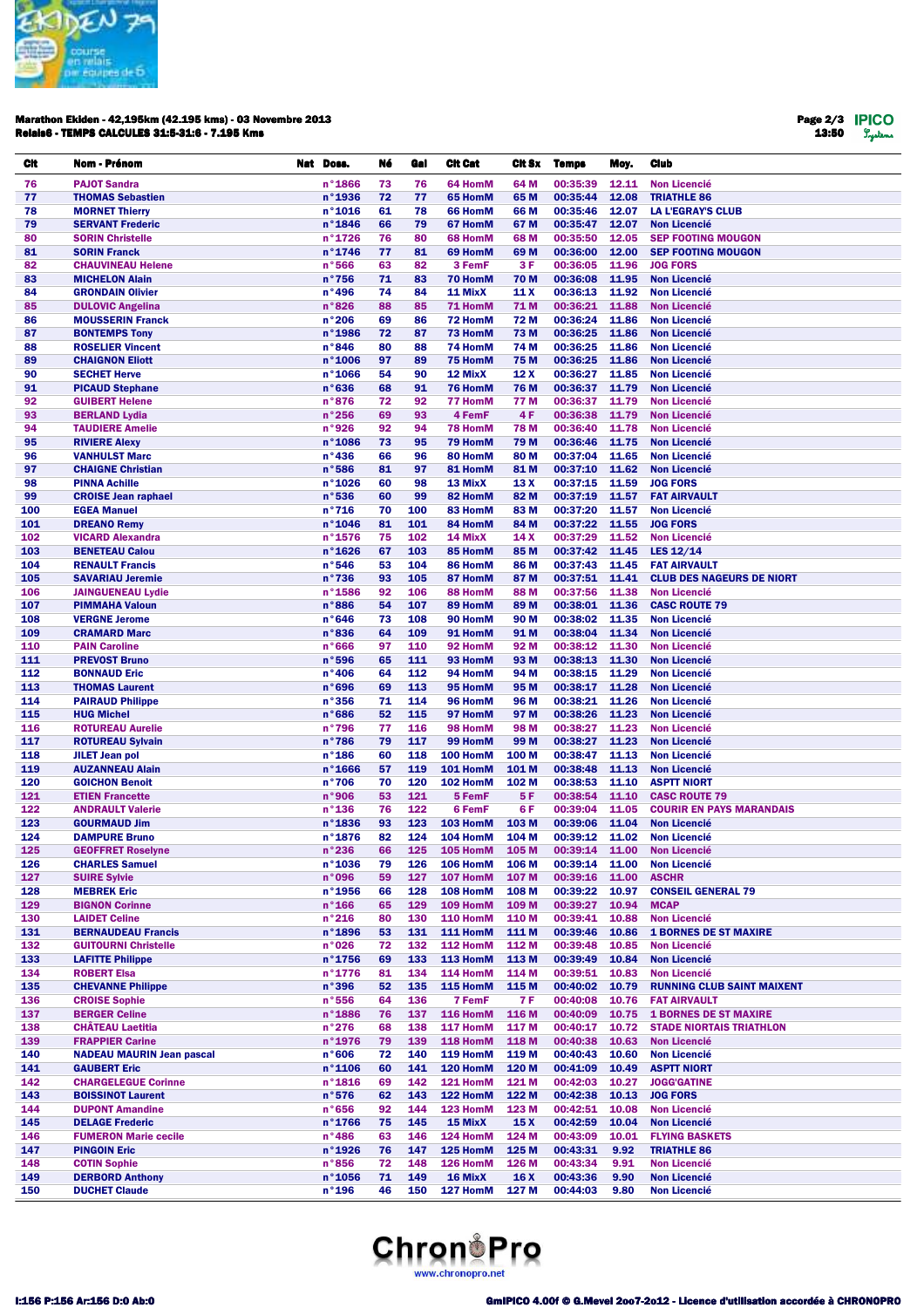**Marathon Ekiden - 42,195km (42.195 kms) - 03 Novembre 2013**
**Relais6 - TEMPS CALCULES 31:5-31:6 - 7.195 Kms**

13:50

| Clt | Nom - Prénom | Nat | Doss. | Né | Gal | Clt Cat | Clt Sx | Temps | Moy. | Club |
|---|---|---|---|---|---|---|---|---|---|---|
| 76 | PAJOT Sandra | | n°1866 | 73 | 76 | 64 HomM | 64 M | 00:35:39 | 12.11 | Non Licencié |
| 77 | THOMAS Sebastien | | n°1936 | 72 | 77 | 65 HomM | 65 M | 00:35:44 | 12.08 | TRIATHLE 86 |
| 78 | MORNET Thierry | | n°1016 | 61 | 78 | 66 HomM | 66 M | 00:35:46 | 12.07 | LA L'EGRAY'S CLUB |
| 79 | SERVANT Frederic | | n°1846 | 66 | 79 | 67 HomM | 67 M | 00:35:47 | 12.07 | Non Licencié |
| 80 | SORIN Christelle | | n°1726 | 76 | 80 | 68 HomM | 68 M | 00:35:50 | 12.05 | SEP FOOTING MOUGON |
| 81 | SORIN Franck | | n°1746 | 77 | 81 | 69 HomM | 69 M | 00:36:00 | 12.00 | SEP FOOTING MOUGON |
| 82 | CHAUVINEAU Helene | | n°566 | 63 | 82 | 3 FemF | 3 F | 00:36:05 | 11.96 | JOG FORS |
| 83 | MICHELON Alain | | n°756 | 71 | 83 | 70 HomM | 70 M | 00:36:08 | 11.95 | Non Licencié |
| 84 | GRONDAIN Olivier | | n°496 | 74 | 84 | 11 MixX | 11 X | 00:36:13 | 11.92 | Non Licencié |
| 85 | DULOVIC Angelina | | n°826 | 88 | 85 | 71 HomM | 71 M | 00:36:21 | 11.88 | Non Licencié |
| 86 | MOUSSERIN Franck | | n°206 | 69 | 86 | 72 HomM | 72 M | 00:36:24 | 11.86 | Non Licencié |
| 87 | BONTEMPS Tony | | n°1986 | 72 | 87 | 73 HomM | 73 M | 00:36:25 | 11.86 | Non Licencié |
| 88 | ROSELIER Vincent | | n°846 | 80 | 88 | 74 HomM | 74 M | 00:36:25 | 11.86 | Non Licencié |
| 89 | CHAIGNON Eliott | | n°1006 | 97 | 89 | 75 HomM | 75 M | 00:36:25 | 11.86 | Non Licencié |
| 90 | SECHET Herve | | n°1066 | 54 | 90 | 12 MixX | 12 X | 00:36:27 | 11.85 | Non Licencié |
| 91 | PICAUD Stephane | | n°636 | 68 | 91 | 76 HomM | 76 M | 00:36:37 | 11.79 | Non Licencié |
| 92 | GUIBERT Helene | | n°876 | 72 | 92 | 77 HomM | 77 M | 00:36:37 | 11.79 | Non Licencié |
| 93 | BERLAND Lydia | | n°256 | 69 | 93 | 4 FemF | 4 F | 00:36:38 | 11.79 | Non Licencié |
| 94 | TAUDIERE Amelie | | n°926 | 92 | 94 | 78 HomM | 78 M | 00:36:40 | 11.78 | Non Licencié |
| 95 | RIVIERE Alexy | | n°1086 | 73 | 95 | 79 HomM | 79 M | 00:36:46 | 11.75 | Non Licencié |
| 96 | VANHULST Marc | | n°436 | 66 | 96 | 80 HomM | 80 M | 00:37:04 | 11.65 | Non Licencié |
| 97 | CHAIGNE Christian | | n°586 | 81 | 97 | 81 HomM | 81 M | 00:37:10 | 11.62 | Non Licencié |
| 98 | PINNA Achille | | n°1026 | 60 | 98 | 13 MixX | 13 X | 00:37:15 | 11.59 | JOG FORS |
| 99 | CROISE Jean raphael | | n°536 | 60 | 99 | 82 HomM | 82 M | 00:37:19 | 11.57 | FAT AIRVAULT |
| 100 | EGEA Manuel | | n°716 | 70 | 100 | 83 HomM | 83 M | 00:37:20 | 11.57 | Non Licencié |
| 101 | DREANO Remy | | n°1046 | 81 | 101 | 84 HomM | 84 M | 00:37:22 | 11.55 | JOG FORS |
| 102 | VICARD Alexandra | | n°1576 | 75 | 102 | 14 MixX | 14 X | 00:37:29 | 11.52 | Non Licencié |
| 103 | BENETEAU Calou | | n°1626 | 67 | 103 | 85 HomM | 85 M | 00:37:42 | 11.45 | LES 12/14 |
| 104 | RENAULT Francis | | n°546 | 53 | 104 | 86 HomM | 86 M | 00:37:43 | 11.45 | FAT AIRVAULT |
| 105 | SAVARIAU Jeremie | | n°736 | 93 | 105 | 87 HomM | 87 M | 00:37:51 | 11.41 | CLUB DES NAGEURS DE NIORT |
| 106 | JAINGUENEAU Lydie | | n°1586 | 92 | 106 | 88 HomM | 88 M | 00:37:56 | 11.38 | Non Licencié |
| 107 | PIMMAHA Valoun | | n°886 | 54 | 107 | 89 HomM | 89 M | 00:38:01 | 11.36 | CASC ROUTE 79 |
| 108 | VERGNE Jerome | | n°646 | 73 | 108 | 90 HomM | 90 M | 00:38:02 | 11.35 | Non Licencié |
| 109 | CRAMARD Marc | | n°836 | 64 | 109 | 91 HomM | 91 M | 00:38:04 | 11.34 | Non Licencié |
| 110 | PAIN Caroline | | n°666 | 97 | 110 | 92 HomM | 92 M | 00:38:12 | 11.30 | Non Licencié |
| 111 | PREVOST Bruno | | n°596 | 65 | 111 | 93 HomM | 93 M | 00:38:13 | 11.30 | Non Licencié |
| 112 | BONNAUD Eric | | n°406 | 64 | 112 | 94 HomM | 94 M | 00:38:15 | 11.29 | Non Licencié |
| 113 | THOMAS Laurent | | n°696 | 69 | 113 | 95 HomM | 95 M | 00:38:17 | 11.28 | Non Licencié |
| 114 | PAIRAUD Philippe | | n°356 | 71 | 114 | 96 HomM | 96 M | 00:38:21 | 11.26 | Non Licencié |
| 115 | HUG Michel | | n°686 | 52 | 115 | 97 HomM | 97 M | 00:38:26 | 11.23 | Non Licencié |
| 116 | ROTUREAU Aurelie | | n°796 | 77 | 116 | 98 HomM | 98 M | 00:38:27 | 11.23 | Non Licencié |
| 117 | ROTUREAU Sylvain | | n°786 | 79 | 117 | 99 HomM | 99 M | 00:38:27 | 11.23 | Non Licencié |
| 118 | JILET Jean pol | | n°186 | 60 | 118 | 100 HomM | 100 M | 00:38:47 | 11.13 | Non Licencié |
| 119 | AUZANNEAU Alain | | n°1666 | 57 | 119 | 101 HomM | 101 M | 00:38:48 | 11.13 | Non Licencié |
| 120 | GOICHON Benoit | | n°706 | 70 | 120 | 102 HomM | 102 M | 00:38:53 | 11.10 | ASPTT NIORT |
| 121 | ETIEN Francette | | n°906 | 53 | 121 | 5 FemF | 5 F | 00:38:54 | 11.10 | CASC ROUTE 79 |
| 122 | ANDRAULT Valerie | | n°136 | 76 | 122 | 6 FemF | 6 F | 00:39:04 | 11.05 | COURIR EN PAYS MARANDAIS |
| 123 | GOURMAUD Jim | | n°1836 | 93 | 123 | 103 HomM | 103 M | 00:39:06 | 11.04 | Non Licencié |
| 124 | DAMPURE Bruno | | n°1876 | 82 | 124 | 104 HomM | 104 M | 00:39:12 | 11.02 | Non Licencié |
| 125 | GEOFFRET Roselyne | | n°236 | 66 | 125 | 105 HomM | 105 M | 00:39:14 | 11.00 | Non Licencié |
| 126 | CHARLES Samuel | | n°1036 | 79 | 126 | 106 HomM | 106 M | 00:39:14 | 11.00 | Non Licencié |
| 127 | SUIRE Sylvie | | n°096 | 59 | 127 | 107 HomM | 107 M | 00:39:16 | 11.00 | ASCHR |
| 128 | MEBREK Eric | | n°1956 | 66 | 128 | 108 HomM | 108 M | 00:39:22 | 10.97 | CONSEIL GENERAL 79 |
| 129 | BIGNON Corinne | | n°166 | 65 | 129 | 109 HomM | 109 M | 00:39:27 | 10.94 | MCAP |
| 130 | LAIDET Celine | | n°216 | 80 | 130 | 110 HomM | 110 M | 00:39:41 | 10.88 | Non Licencié |
| 131 | BERNAUDEAU Francis | | n°1896 | 53 | 131 | 111 HomM | 111 M | 00:39:46 | 10.86 | 1 BORNES DE ST MAXIRE |
| 132 | GUITOURNI Christelle | | n°026 | 72 | 132 | 112 HomM | 112 M | 00:39:48 | 10.85 | Non Licencié |
| 133 | LAFITTE Philippe | | n°1756 | 69 | 133 | 113 HomM | 113 M | 00:39:49 | 10.84 | Non Licencié |
| 134 | ROBERT Elsa | | n°1776 | 81 | 134 | 114 HomM | 114 M | 00:39:51 | 10.83 | Non Licencié |
| 135 | CHEVANNE Philippe | | n°396 | 52 | 135 | 115 HomM | 115 M | 00:40:02 | 10.79 | RUNNING CLUB SAINT MAIXENT |
| 136 | CROISE Sophie | | n°556 | 64 | 136 | 7 FemF | 7 F | 00:40:08 | 10.76 | FAT AIRVAULT |
| 137 | BERGER Celine | | n°1886 | 76 | 137 | 116 HomM | 116 M | 00:40:09 | 10.75 | 1 BORNES DE ST MAXIRE |
| 138 | CHÂTEAU Laetitia | | n°276 | 68 | 138 | 117 HomM | 117 M | 00:40:17 | 10.72 | STADE NIORTAIS TRIATHLON |
| 139 | FRAPPIER Carine | | n°1976 | 79 | 139 | 118 HomM | 118 M | 00:40:38 | 10.63 | Non Licencié |
| 140 | NADEAU MAURIN Jean pascal | | n°606 | 72 | 140 | 119 HomM | 119 M | 00:40:43 | 10.60 | Non Licencié |
| 141 | GAUBERT Eric | | n°1106 | 60 | 141 | 120 HomM | 120 M | 00:41:09 | 10.49 | ASPTT NIORT |
| 142 | CHARGELEGUE Corinne | | n°1816 | 69 | 142 | 121 HomM | 121 M | 00:42:03 | 10.27 | JOGG'GATINE |
| 143 | BOISSINOT Laurent | | n°576 | 62 | 143 | 122 HomM | 122 M | 00:42:38 | 10.13 | JOG FORS |
| 144 | DUPONT Amandine | | n°656 | 92 | 144 | 123 HomM | 123 M | 00:42:51 | 10.08 | Non Licencié |
| 145 | DELAGE Frederic | | n°1766 | 75 | 145 | 15 MixX | 15 X | 00:42:59 | 10.04 | Non Licencié |
| 146 | FUMERON Marie cecile | | n°486 | 63 | 146 | 124 HomM | 124 M | 00:43:09 | 10.01 | FLYING BASKETS |
| 147 | PINGOIN Eric | | n°1926 | 76 | 147 | 125 HomM | 125 M | 00:43:31 | 9.92 | TRIATHLE 86 |
| 148 | COTIN Sophie | | n°856 | 72 | 148 | 126 HomM | 126 M | 00:43:34 | 9.91 | Non Licencié |
| 149 | DERBORD Anthony | | n°1056 | 71 | 149 | 16 MixX | 16 X | 00:43:36 | 9.90 | Non Licencié |
| 150 | DUCHET Claude | | n°196 | 46 | 150 | 127 HomM | 127 M | 00:44:03 | 9.80 | Non Licencié |

ChronoPro
www.chronopro.net

I:156 P:156 Ar:156 D:0 Ab:0

GmIPICO 4.00f © G.Mevel 2007-2012 - Licence d'utilisation accordée à CHRONOPRO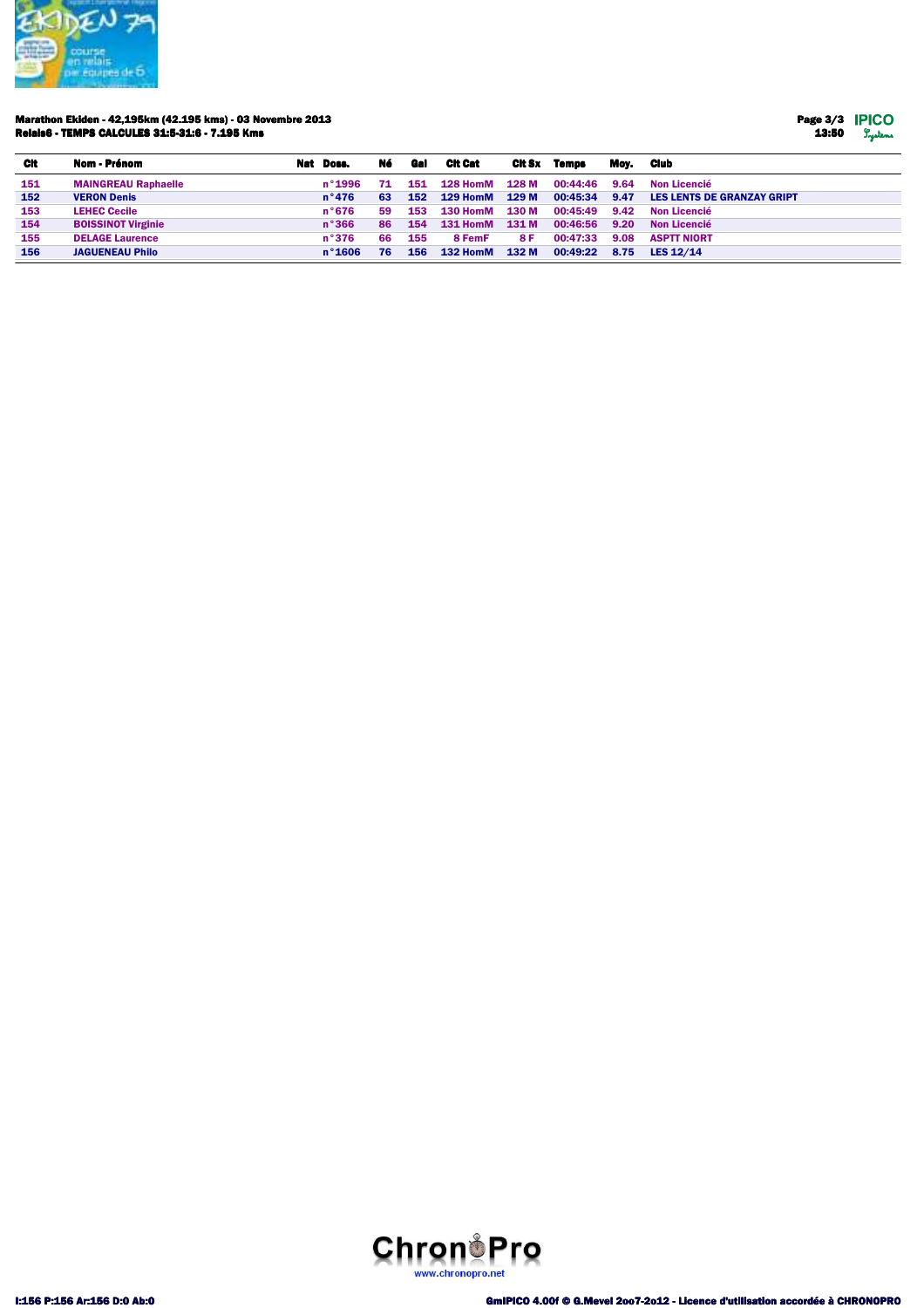**Marathon Ekiden - 42,195km (42.195 kms) - 03 Novembre 2013**
**Relais6 - TEMPS CALCULES 31:5-31:6 - 7.195 Kms**

| Clt | Nom - Prénom | Nat | Doss. | Né | Gal | Clt Cat | Clt Sx | Temps | Moy. | Club |
|---|---|---|---|---|---|---|---|---|---|---|
| 151 | MAINGREAU Raphaelle | | n°1996 | 71 | 151 | 128 HomM | 128 M | 00:44:46 | 9.64 | Non Licencié |
| 152 | VERON Denis | | n°476 | 63 | 152 | 129 HomM | 129 M | 00:45:34 | 9.47 | LES LENTS DE GRANZAY GRIPT |
| 153 | LEHEC Cecile | | n°676 | 59 | 153 | 130 HomM | 130 M | 00:45:49 | 9.42 | Non Licencié |
| 154 | BOISSINOT Virginie | | n°366 | 86 | 154 | 131 HomM | 131 M | 00:46:56 | 9.20 | Non Licencié |
| 155 | DELAGE Laurence | | n°376 | 66 | 155 | 8 FemF | 8 F | 00:47:33 | 9.08 | ASPTT NIORT |
| 156 | JAGUENEAU Philo | | n°1606 | 76 | 156 | 132 HomM | 132 M | 00:49:22 | 8.75 | LES 12/14 |

I:156 P:156 Ar:156 D:0 Ab:0